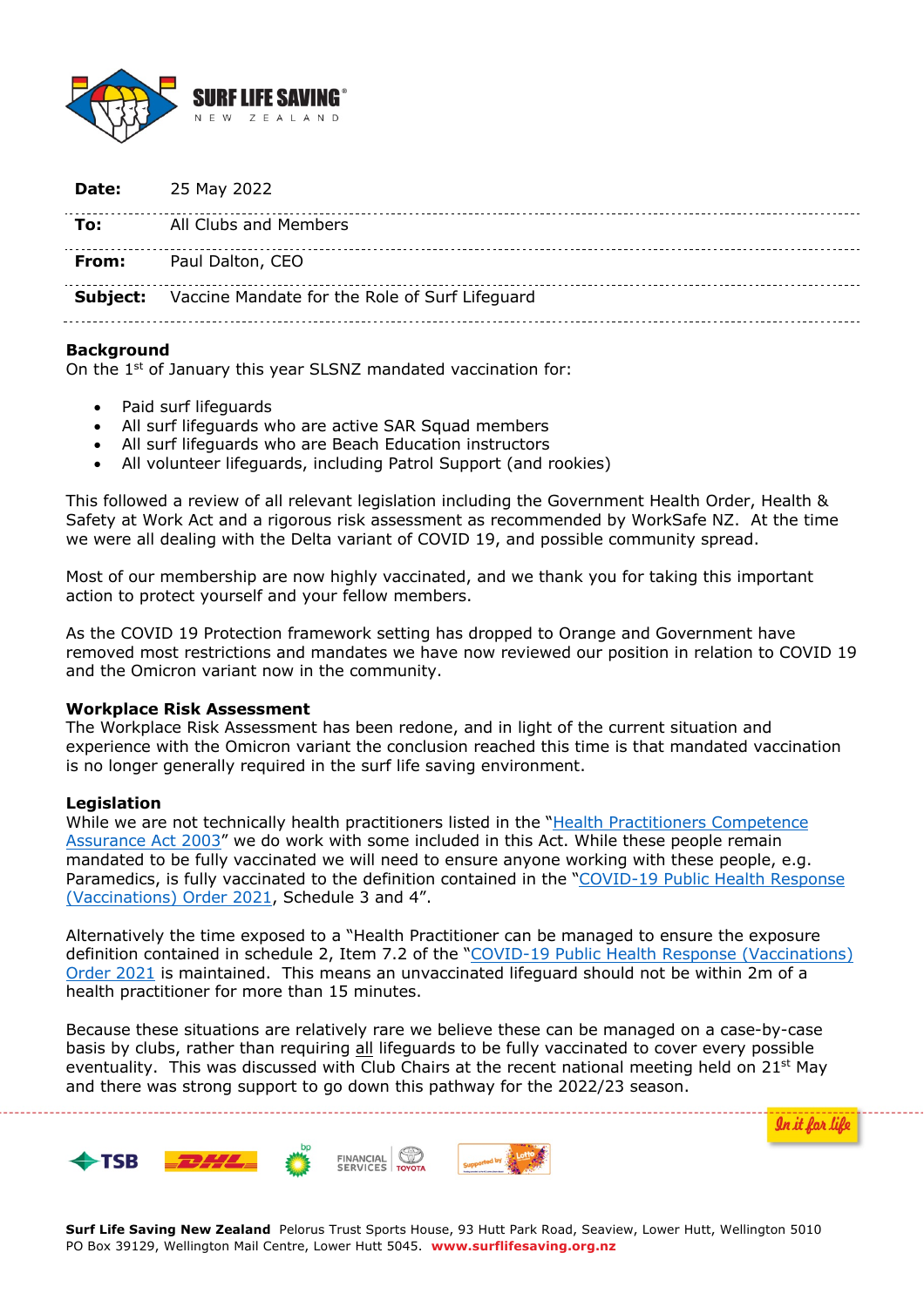SURF LIFE SAVING NEW ZEALAND

| | |
|---|---|
| **Date:** | 25 May 2022 |
| **To:** | All Clubs and Members |
| **From:** | Paul Dalton, CEO |
| **Subject:** | Vaccine Mandate for the Role of Surf Lifeguard |

**Background**

On the 1st of January this year SLSNZ mandated vaccination for:

- Paid surf lifeguards
- All surf lifeguards who are active SAR Squad members
- All surf lifeguards who are Beach Education instructors
- All volunteer lifeguards, including Patrol Support (and rookies)

This followed a review of all relevant legislation including the Government Health Order, Health & Safety at Work Act and a rigorous risk assessment as recommended by WorkSafe NZ. At the time we were all dealing with the Delta variant of COVID 19, and possible community spread.

Most of our membership are now highly vaccinated, and we thank you for taking this important action to protect yourself and your fellow members.

As the COVID 19 Protection framework setting has dropped to Orange and Government have removed most restrictions and mandates we have now reviewed our position in relation to COVID 19 and the Omicron variant now in the community.

**Workplace Risk Assessment**

The Workplace Risk Assessment has been redone, and in light of the current situation and experience with the Omicron variant the conclusion reached this time is that mandated vaccination is no longer generally required in the surf life saving environment.

**Legislation**

While we are not technically health practitioners listed in the "Health Practitioners Competence Assurance Act 2003" we do work with some included in this Act. While these people remain mandated to be fully vaccinated we will need to ensure anyone working with these people, e.g. Paramedics, is fully vaccinated to the definition contained in the "COVID-19 Public Health Response (Vaccinations) Order 2021, Schedule 3 and 4".

Alternatively the time exposed to a "Health Practitioner can be managed to ensure the exposure definition contained in schedule 2, Item 7.2 of the "COVID-19 Public Health Response (Vaccinations) Order 2021 is maintained. This means an unvaccinated lifeguard should not be within 2m of a health practitioner for more than 15 minutes.

Because these situations are relatively rare we believe these can be managed on a case-by-case basis by clubs, rather than requiring all lifeguards to be fully vaccinated to cover every possible eventuality. This was discussed with Club Chairs at the recent national meeting held on 21st May and there was strong support to go down this pathway for the 2022/23 season.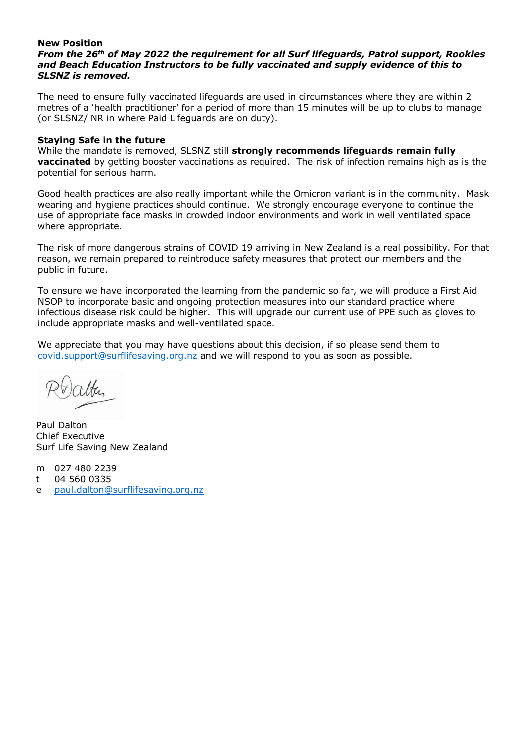**New Position**
***From the 26th of May 2022 the requirement for all Surf lifeguards, Patrol support, Rookies and Beach Education Instructors to be fully vaccinated and supply evidence of this to SLSNZ is removed.***

The need to ensure fully vaccinated lifeguards are used in circumstances where they are within 2 metres of a 'health practitioner' for a period of more than 15 minutes will be up to clubs to manage (or SLSNZ/ NR in where Paid Lifeguards are on duty).

**Staying Safe in the future**
While the mandate is removed, SLSNZ still **strongly recommends lifeguards remain fully vaccinated** by getting booster vaccinations as required. The risk of infection remains high as is the potential for serious harm.

Good health practices are also really important while the Omicron variant is in the community. Mask wearing and hygiene practices should continue. We strongly encourage everyone to continue the use of appropriate face masks in crowded indoor environments and work in well ventilated space where appropriate.

The risk of more dangerous strains of COVID 19 arriving in New Zealand is a real possibility. For that reason, we remain prepared to reintroduce safety measures that protect our members and the public in future.

To ensure we have incorporated the learning from the pandemic so far, we will produce a First Aid NSOP to incorporate basic and ongoing protection measures into our standard practice where infectious disease risk could be higher. This will upgrade our current use of PPE such as gloves to include appropriate masks and well-ventilated space.

We appreciate that you may have questions about this decision, if so please send them to covid.support@surflifesaving.org.nz and we will respond to you as soon as possible.

Paul Dalton
Chief Executive
Surf Life Saving New Zealand

m 027 480 2239
t 04 560 0335
e paul.dalton@surflifesaving.org.nz